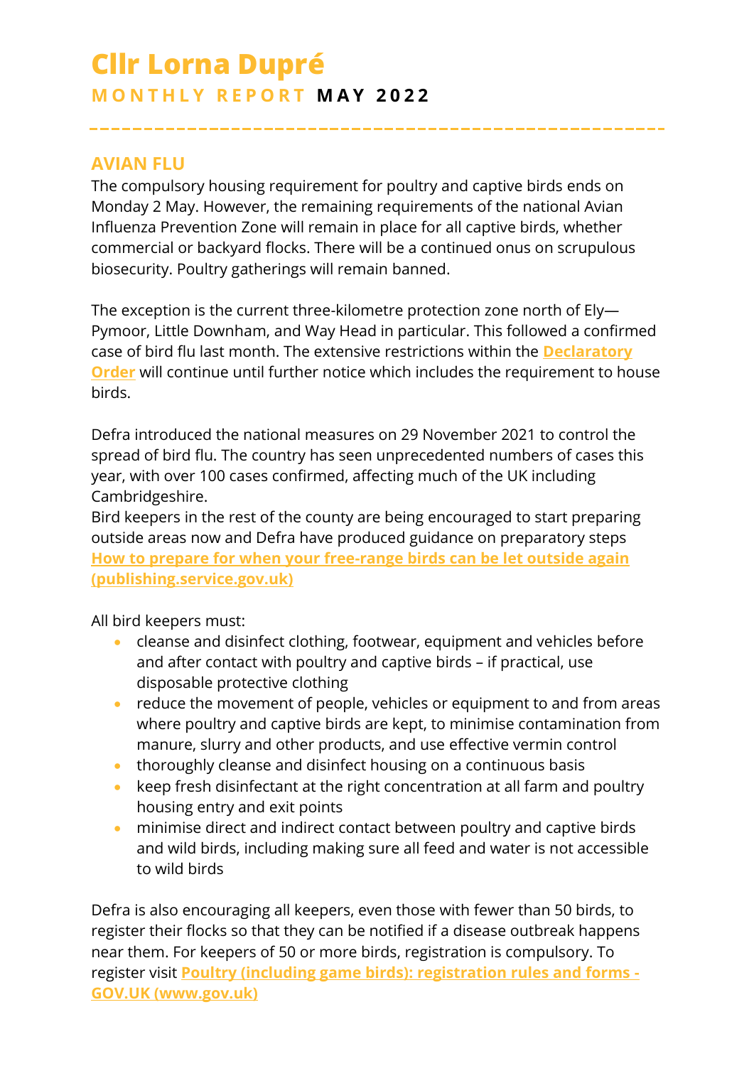# Cllr Lorna Dupré

**MONTHLY REPORT MAY 2022**

## AVIAN FLU

The compulsory housing requirement for poultry and captive birds ends on Monday 2 May. However, the remaining requirements of the national Avian Influenza Prevention Zone will remain in place for all captive birds, whether commercial or backyard flocks. There will be a continued onus on scrupulous biosecurity. Poultry gatherings will remain banned.

The exception is the current three-kilometre protection zone north of Ely—Pymoor, Little Downham, and Way Head in particular. This followed a confirmed case of bird flu last month. The extensive restrictions within the **Declaratory Order** will continue until further notice which includes the requirement to house birds.

Defra introduced the national measures on 29 November 2021 to control the spread of bird flu. The country has seen unprecedented numbers of cases this year, with over 100 cases confirmed, affecting much of the UK including Cambridgeshire.
Bird keepers in the rest of the county are being encouraged to start preparing outside areas now and Defra have produced guidance on preparatory steps **How to prepare for when your free-range birds can be let outside again (publishing.service.gov.uk)**

All bird keepers must:

- cleanse and disinfect clothing, footwear, equipment and vehicles before and after contact with poultry and captive birds – if practical, use disposable protective clothing
- reduce the movement of people, vehicles or equipment to and from areas where poultry and captive birds are kept, to minimise contamination from manure, slurry and other products, and use effective vermin control
- thoroughly cleanse and disinfect housing on a continuous basis
- keep fresh disinfectant at the right concentration at all farm and poultry housing entry and exit points
- minimise direct and indirect contact between poultry and captive birds and wild birds, including making sure all feed and water is not accessible to wild birds

Defra is also encouraging all keepers, even those with fewer than 50 birds, to register their flocks so that they can be notified if a disease outbreak happens near them. For keepers of 50 or more birds, registration is compulsory. To register visit **Poultry (including game birds): registration rules and forms - GOV.UK (www.gov.uk)**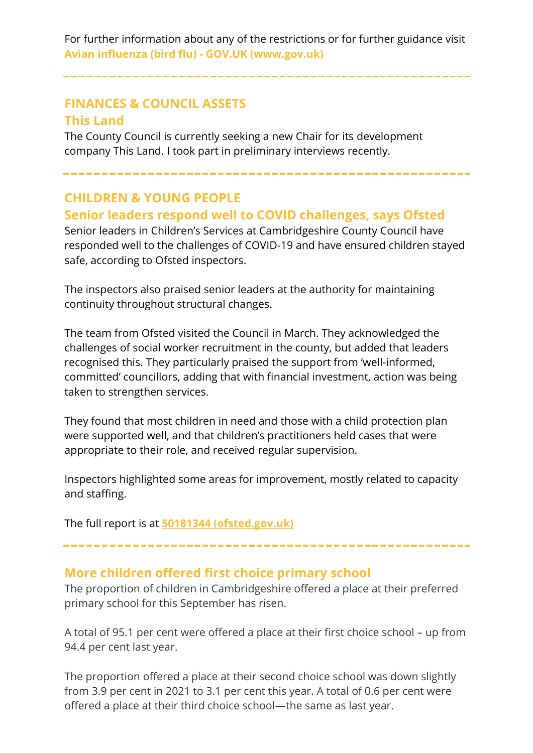For further information about any of the restrictions or for further guidance visit **Avian influenza (bird flu) - GOV.UK (www.gov.uk)**

---

## FINANCES & COUNCIL ASSETS

### This Land

The County Council is currently seeking a new Chair for its development company This Land. I took part in preliminary interviews recently.

---

## CHILDREN & YOUNG PEOPLE

### Senior leaders respond well to COVID challenges, says Ofsted

Senior leaders in Children's Services at Cambridgeshire County Council have responded well to the challenges of COVID-19 and have ensured children stayed safe, according to Ofsted inspectors.

The inspectors also praised senior leaders at the authority for maintaining continuity throughout structural changes.

The team from Ofsted visited the Council in March. They acknowledged the challenges of social worker recruitment in the county, but added that leaders recognised this. They particularly praised the support from 'well-informed, committed' councillors, adding that with financial investment, action was being taken to strengthen services.

They found that most children in need and those with a child protection plan were supported well, and that children's practitioners held cases that were appropriate to their role, and received regular supervision.

Inspectors highlighted some areas for improvement, mostly related to capacity and staffing.

The full report is at **50181344 (ofsted.gov.uk)**

---

### More children offered first choice primary school

The proportion of children in Cambridgeshire offered a place at their preferred primary school for this September has risen.

A total of 95.1 per cent were offered a place at their first choice school – up from 94.4 per cent last year.

The proportion offered a place at their second choice school was down slightly from 3.9 per cent in 2021 to 3.1 per cent this year. A total of 0.6 per cent were offered a place at their third choice school—the same as last year.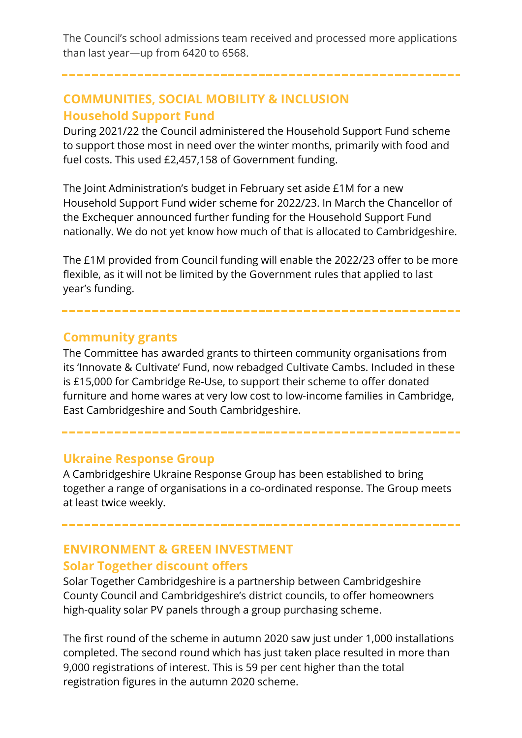The Council's school admissions team received and processed more applications than last year—up from 6420 to 6568.

---

## COMMUNITIES, SOCIAL MOBILITY & INCLUSION

### Household Support Fund

During 2021/22 the Council administered the Household Support Fund scheme to support those most in need over the winter months, primarily with food and fuel costs. This used £2,457,158 of Government funding.

The Joint Administration's budget in February set aside £1M for a new Household Support Fund wider scheme for 2022/23. In March the Chancellor of the Exchequer announced further funding for the Household Support Fund nationally. We do not yet know how much of that is allocated to Cambridgeshire.

The £1M provided from Council funding will enable the 2022/23 offer to be more flexible, as it will not be limited by the Government rules that applied to last year's funding.

---

### Community grants

The Committee has awarded grants to thirteen community organisations from its 'Innovate & Cultivate' Fund, now rebadged Cultivate Cambs. Included in these is £15,000 for Cambridge Re-Use, to support their scheme to offer donated furniture and home wares at very low cost to low-income families in Cambridge, East Cambridgeshire and South Cambridgeshire.

---

### Ukraine Response Group

A Cambridgeshire Ukraine Response Group has been established to bring together a range of organisations in a co-ordinated response. The Group meets at least twice weekly.

---

## ENVIRONMENT & GREEN INVESTMENT

### Solar Together discount offers

Solar Together Cambridgeshire is a partnership between Cambridgeshire County Council and Cambridgeshire's district councils, to offer homeowners high-quality solar PV panels through a group purchasing scheme.

The first round of the scheme in autumn 2020 saw just under 1,000 installations completed. The second round which has just taken place resulted in more than 9,000 registrations of interest. This is 59 per cent higher than the total registration figures in the autumn 2020 scheme.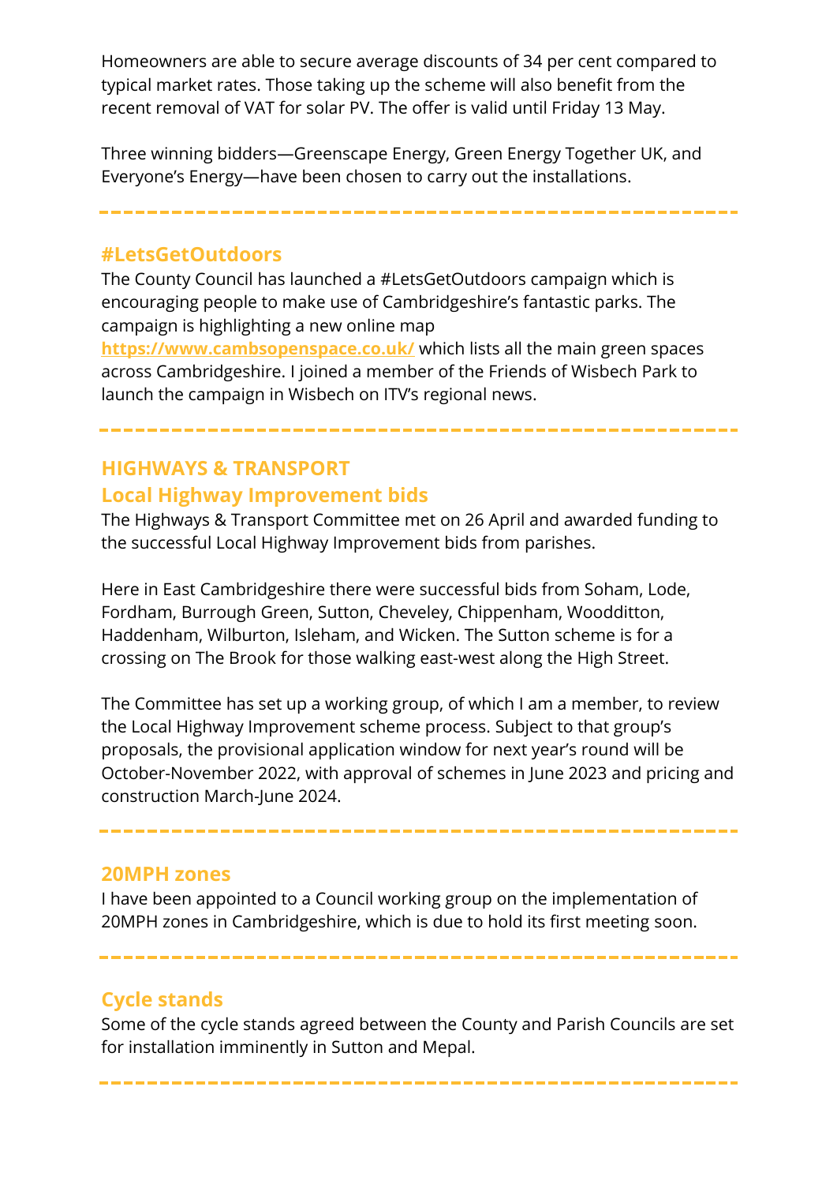Homeowners are able to secure average discounts of 34 per cent compared to typical market rates. Those taking up the scheme will also benefit from the recent removal of VAT for solar PV. The offer is valid until Friday 13 May.

Three winning bidders—Greenscape Energy, Green Energy Together UK, and Everyone's Energy—have been chosen to carry out the installations.

---

### #LetsGetOutdoors

The County Council has launched a #LetsGetOutdoors campaign which is encouraging people to make use of Cambridgeshire's fantastic parks. The campaign is highlighting a new online map [https://www.cambsopenspace.co.uk/](https://www.cambsopenspace.co.uk/) which lists all the main green spaces across Cambridgeshire. I joined a member of the Friends of Wisbech Park to launch the campaign in Wisbech on ITV's regional news.

---

## HIGHWAYS & TRANSPORT

### Local Highway Improvement bids

The Highways & Transport Committee met on 26 April and awarded funding to the successful Local Highway Improvement bids from parishes.

Here in East Cambridgeshire there were successful bids from Soham, Lode, Fordham, Burrough Green, Sutton, Cheveley, Chippenham, Woodditton, Haddenham, Wilburton, Isleham, and Wicken. The Sutton scheme is for a crossing on The Brook for those walking east-west along the High Street.

The Committee has set up a working group, of which I am a member, to review the Local Highway Improvement scheme process. Subject to that group's proposals, the provisional application window for next year's round will be October-November 2022, with approval of schemes in June 2023 and pricing and construction March-June 2024.

---

### 20MPH zones

I have been appointed to a Council working group on the implementation of 20MPH zones in Cambridgeshire, which is due to hold its first meeting soon.

---

### Cycle stands

Some of the cycle stands agreed between the County and Parish Councils are set for installation imminently in Sutton and Mepal.

---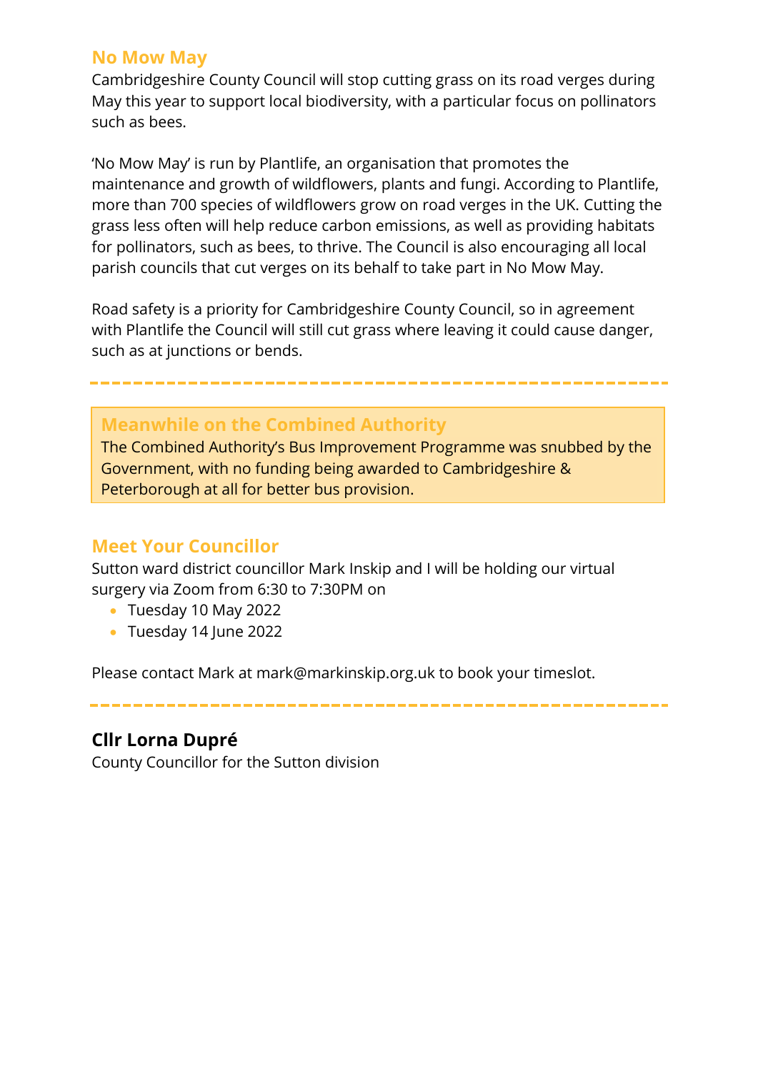## No Mow May

Cambridgeshire County Council will stop cutting grass on its road verges during May this year to support local biodiversity, with a particular focus on pollinators such as bees.

'No Mow May' is run by Plantlife, an organisation that promotes the maintenance and growth of wildflowers, plants and fungi. According to Plantlife, more than 700 species of wildflowers grow on road verges in the UK. Cutting the grass less often will help reduce carbon emissions, as well as providing habitats for pollinators, such as bees, to thrive. The Council is also encouraging all local parish councils that cut verges on its behalf to take part in No Mow May.

Road safety is a priority for Cambridgeshire County Council, so in agreement with Plantlife the Council will still cut grass where leaving it could cause danger, such as at junctions or bends.

---

## Meanwhile on the Combined Authority

The Combined Authority's Bus Improvement Programme was snubbed by the Government, with no funding being awarded to Cambridgeshire & Peterborough at all for better bus provision.

## Meet Your Councillor

Sutton ward district councillor Mark Inskip and I will be holding our virtual surgery via Zoom from 6:30 to 7:30PM on

- Tuesday 10 May 2022
- Tuesday 14 June 2022

Please contact Mark at mark@markinskip.org.uk to book your timeslot.

---

**Cllr Lorna Dupré**
County Councillor for the Sutton division